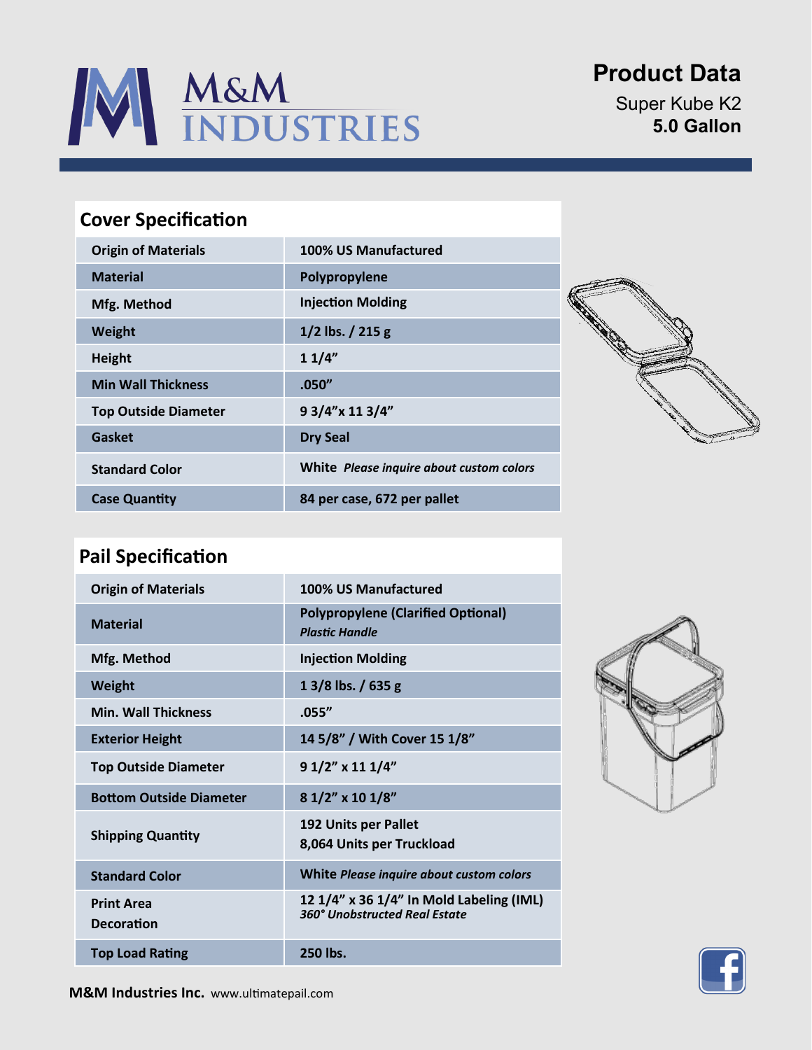# M&M INDUSTRIES

## Product Data

Super Kube K2
**5.0 Gallon**

## Cover Specification

| | |
|---|---|
| **Origin of Materials** | **100% US Manufactured** |
| **Material** | **Polypropylene** |
| **Mfg. Method** | **Injection Molding** |
| **Weight** | **1/2 lbs. / 215 g** |
| **Height** | **1 1/4"** |
| **Min Wall Thickness** | **.050"** |
| **Top Outside Diameter** | **9 3/4"x 11 3/4"** |
| **Gasket** | **Dry Seal** |
| **Standard Color** | **White** ***Please inquire about custom colors*** |
| **Case Quantity** | **84 per case, 672 per pallet** |

## Pail Specification

| | |
|---|---|
| **Origin of Materials** | **100% US Manufactured** |
| **Material** | **Polypropylene (Clarified Optional)** ***Plastic Handle*** |
| **Mfg. Method** | **Injection Molding** |
| **Weight** | **1 3/8 lbs. / 635 g** |
| **Min. Wall Thickness** | **.055"** |
| **Exterior Height** | **14 5/8" / With Cover 15 1/8"** |
| **Top Outside Diameter** | **9 1/2" x 11 1/4"** |
| **Bottom Outside Diameter** | **8 1/2" x 10 1/8"** |
| **Shipping Quantity** | **192 Units per Pallet** **8,064 Units per Truckload** |
| **Standard Color** | **White** ***Please inquire about custom colors*** |
| **Print Area Decoration** | **12 1/4" x 36 1/4" In Mold Labeling (IML)** ***360° Unobstructed Real Estate*** |
| **Top Load Rating** | **250 lbs.** |

**M&M Industries Inc.** www.ultimatepail.com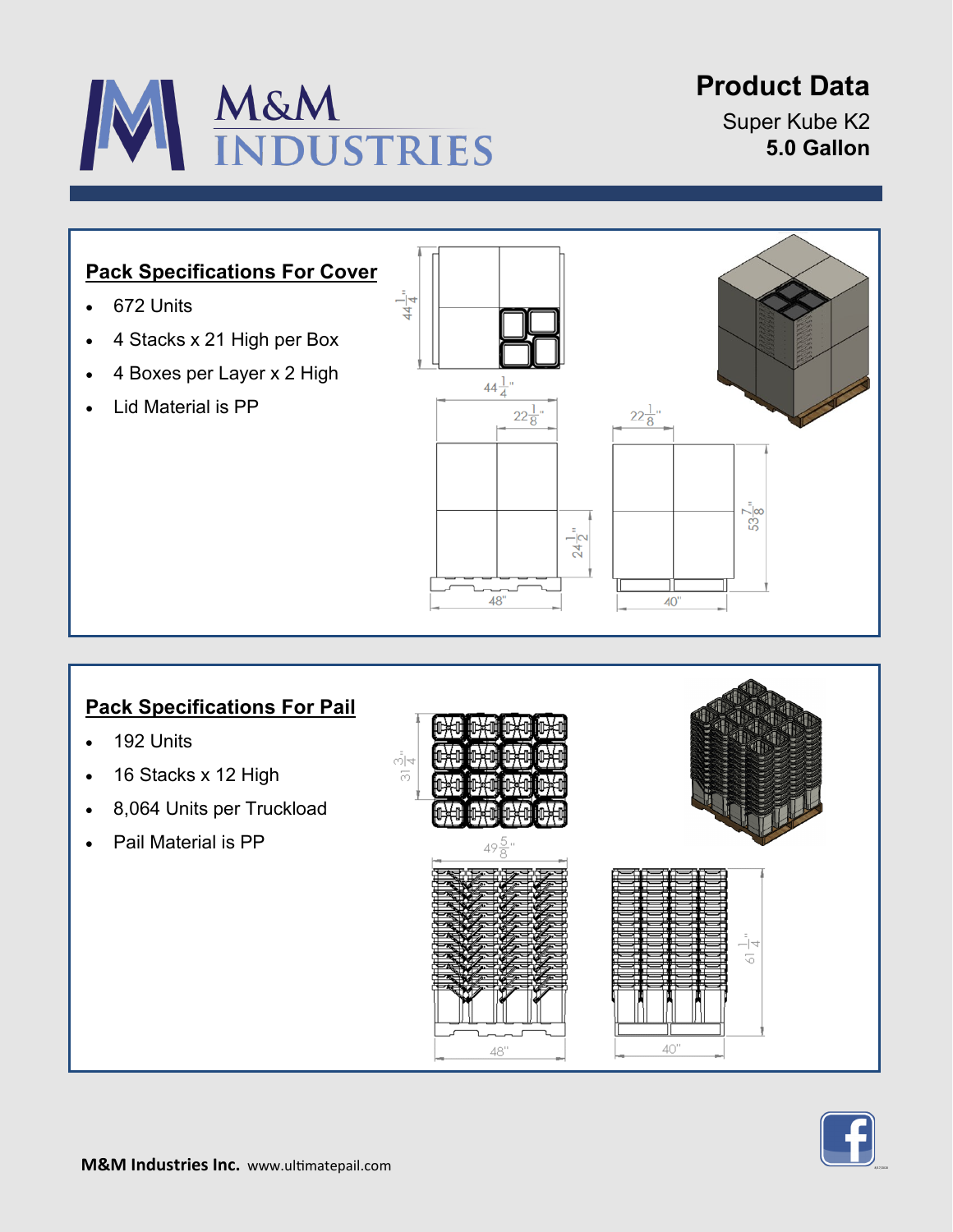M&M INDUSTRIES

# Product Data

Super Kube K2
**5.0 Gallon**

## Pack Specifications For Cover

- 672 Units
- 4 Stacks x 21 High per Box
- 4 Boxes per Layer x 2 High
- Lid Material is PP

44 1/4"

44 1/4"

22 1/8"

22 1/8"

24 1/2"

53 7/8"

48"

40"

## Pack Specifications For Pail

- 192 Units
- 16 Stacks x 12 High
- 8,064 Units per Truckload
- Pail Material is PP

31 3/4"

49 5/8"

61 1/4"

48"

40"

**M&M Industries Inc.** www.ultimatepail.com